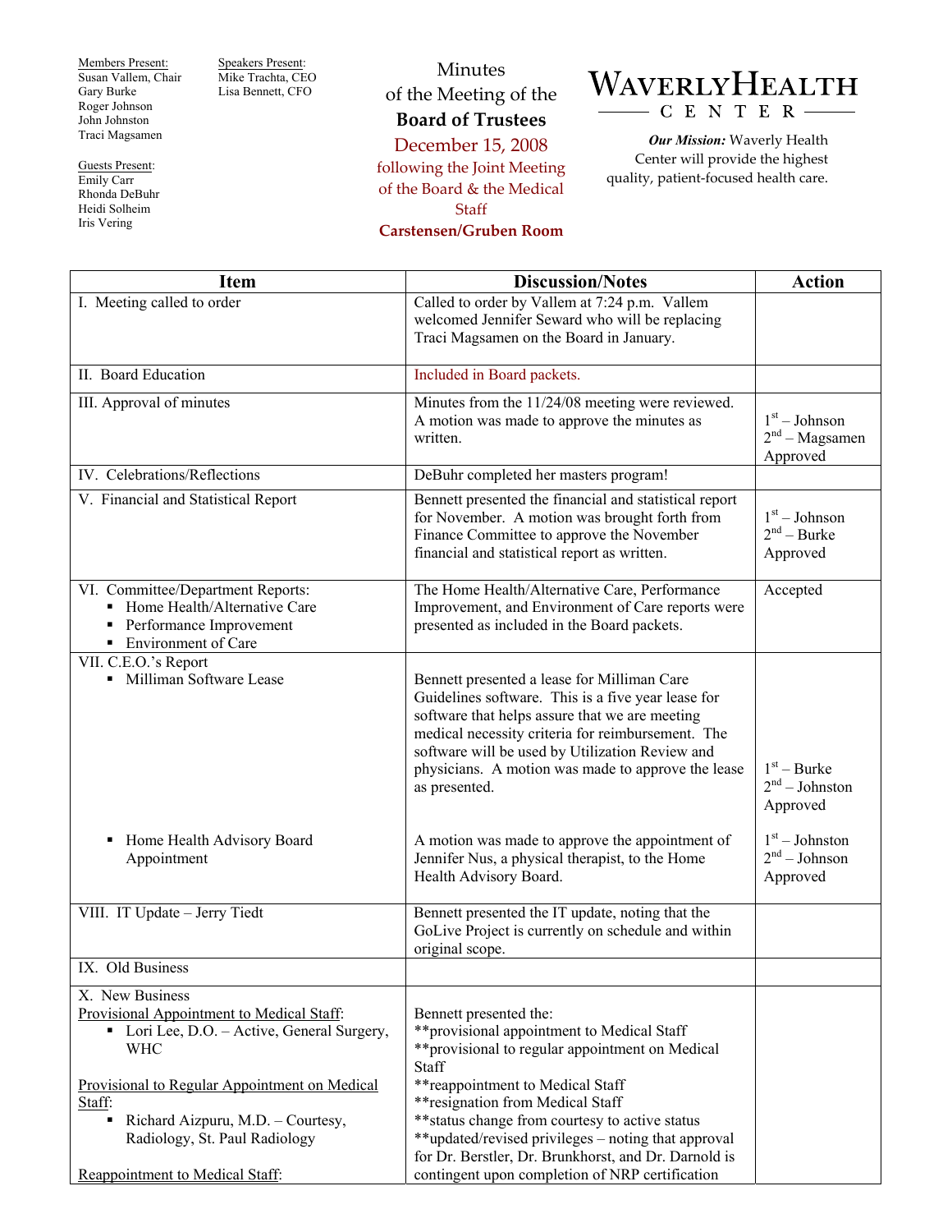Members Present:
Susan Vallem, Chair
Gary Burke
Roger Johnson
John Johnston
Traci Magsamen

Speakers Present:
Mike Trachta, CEO
Lisa Bennett, CFO

Guests Present:
Emily Carr
Rhonda DeBuhr
Heidi Solheim
Iris Vering

# Minutes of the Meeting of the **Board of Trustees**

December 15, 2008
following the Joint Meeting of the Board & the Medical Staff
**Carstensen/Gruben Room**

# WAVERLY HEALTH CENTER

***Our Mission:*** Waverly Health Center will provide the highest quality, patient-focused health care.

| Item | Discussion/Notes | Action |
|---|---|---|
| I. Meeting called to order | Called to order by Vallem at 7:24 p.m. Vallem welcomed Jennifer Seward who will be replacing Traci Magsamen on the Board in January. | |
| II. Board Education | Included in Board packets. | |
| III. Approval of minutes | Minutes from the 11/24/08 meeting were reviewed. A motion was made to approve the minutes as written. | 1st – Johnson<br>2nd – Magsamen<br>Approved |
| IV. Celebrations/Reflections | DeBuhr completed her masters program! | |
| V. Financial and Statistical Report | Bennett presented the financial and statistical report for November. A motion was brought forth from Finance Committee to approve the November financial and statistical report as written. | 1st – Johnson<br>2nd – Burke<br>Approved |
| VI. Committee/Department Reports:<br>▪ Home Health/Alternative Care<br>▪ Performance Improvement<br>▪ Environment of Care | The Home Health/Alternative Care, Performance Improvement, and Environment of Care reports were presented as included in the Board packets. | Accepted |
| VII. C.E.O.'s Report<br>▪ Milliman Software Lease | Bennett presented a lease for Milliman Care Guidelines software. This is a five year lease for software that helps assure that we are meeting medical necessity criteria for reimbursement. The software will be used by Utilization Review and physicians. A motion was made to approve the lease as presented. | 1st – Burke<br>2nd – Johnston<br>Approved |
| ▪ Home Health Advisory Board Appointment | A motion was made to approve the appointment of Jennifer Nus, a physical therapist, to the Home Health Advisory Board. | 1st – Johnston<br>2nd – Johnson<br>Approved |
| VIII. IT Update – Jerry Tiedt | Bennett presented the IT update, noting that the GoLive Project is currently on schedule and within original scope. | |
| IX. Old Business | | |
| X. New Business<br>Provisional Appointment to Medical Staff:<br>▪ Lori Lee, D.O. – Active, General Surgery, WHC<br><br>Provisional to Regular Appointment on Medical Staff:<br>▪ Richard Aizpuru, M.D. – Courtesy, Radiology, St. Paul Radiology<br><br>Reappointment to Medical Staff: | Bennett presented the:<br>\*\*provisional appointment to Medical Staff<br>\*\*provisional to regular appointment on Medical Staff<br>\*\*reappointment to Medical Staff<br>\*\*resignation from Medical Staff<br>\*\*status change from courtesy to active status<br>\*\*updated/revised privileges – noting that approval for Dr. Berstler, Dr. Brunkhorst, and Dr. Darnold is contingent upon completion of NRP certification | |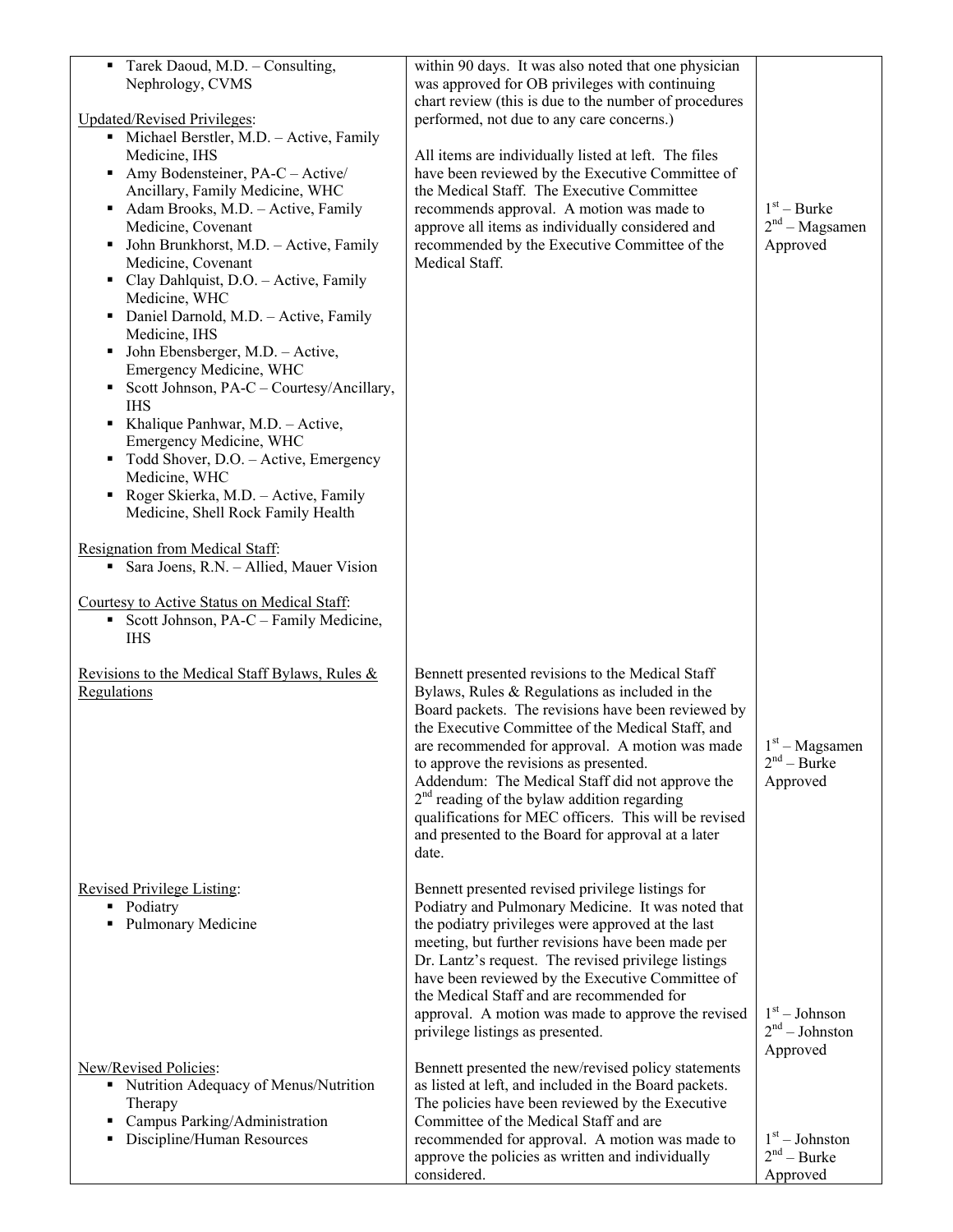| | | |
|---|---|---|
| ▪ Tarek Daoud, M.D. – Consulting, Nephrology, CVMS<br><br><u>Updated/Revised Privileges</u>:<br>▪ Michael Berstler, M.D. – Active, Family Medicine, IHS<br>▪ Amy Bodensteiner, PA-C – Active/ Ancillary, Family Medicine, WHC<br>▪ Adam Brooks, M.D. – Active, Family Medicine, Covenant<br>▪ John Brunkhorst, M.D. – Active, Family Medicine, Covenant<br>▪ Clay Dahlquist, D.O. – Active, Family Medicine, WHC<br>▪ Daniel Darnold, M.D. – Active, Family Medicine, IHS<br>▪ John Ebensberger, M.D. – Active, Emergency Medicine, WHC<br>▪ Scott Johnson, PA-C – Courtesy/Ancillary, IHS<br>▪ Khalique Panhwar, M.D. – Active, Emergency Medicine, WHC<br>▪ Todd Shover, D.O. – Active, Emergency Medicine, WHC<br>▪ Roger Skierka, M.D. – Active, Family Medicine, Shell Rock Family Health<br><br><u>Resignation from Medical Staff</u>:<br>▪ Sara Joens, R.N. – Allied, Mauer Vision<br><br><u>Courtesy to Active Status on Medical Staff</u>:<br>▪ Scott Johnson, PA-C – Family Medicine, IHS | within 90 days. It was also noted that one physician was approved for OB privileges with continuing chart review (this is due to the number of procedures performed, not due to any care concerns.)<br><br>All items are individually listed at left. The files have been reviewed by the Executive Committee of the Medical Staff. The Executive Committee recommends approval. A motion was made to approve all items as individually considered and recommended by the Executive Committee of the Medical Staff. | 1st – Burke<br>2nd – Magsamen<br>Approved |
| <u>Revisions to the Medical Staff Bylaws, Rules & Regulations</u> | Bennett presented revisions to the Medical Staff Bylaws, Rules & Regulations as included in the Board packets. The revisions have been reviewed by the Executive Committee of the Medical Staff, and are recommended for approval. A motion was made to approve the revisions as presented.<br>Addendum: The Medical Staff did not approve the 2nd reading of the bylaw addition regarding qualifications for MEC officers. This will be revised and presented to the Board for approval at a later date. | 1st – Magsamen<br>2nd – Burke<br>Approved |
| <u>Revised Privilege Listing</u>:<br>▪ Podiatry<br>▪ Pulmonary Medicine | Bennett presented revised privilege listings for Podiatry and Pulmonary Medicine. It was noted that the podiatry privileges were approved at the last meeting, but further revisions have been made per Dr. Lantz's request. The revised privilege listings have been reviewed by the Executive Committee of the Medical Staff and are recommended for approval. A motion was made to approve the revised privilege listings as presented. | 1st – Johnson<br>2nd – Johnston<br>Approved |
| <u>New/Revised Policies</u>:<br>▪ Nutrition Adequacy of Menus/Nutrition Therapy<br>▪ Campus Parking/Administration<br>▪ Discipline/Human Resources | Bennett presented the new/revised policy statements as listed at left, and included in the Board packets. The policies have been reviewed by the Executive Committee of the Medical Staff and are recommended for approval. A motion was made to approve the policies as written and individually considered. | 1st – Johnston<br>2nd – Burke<br>Approved |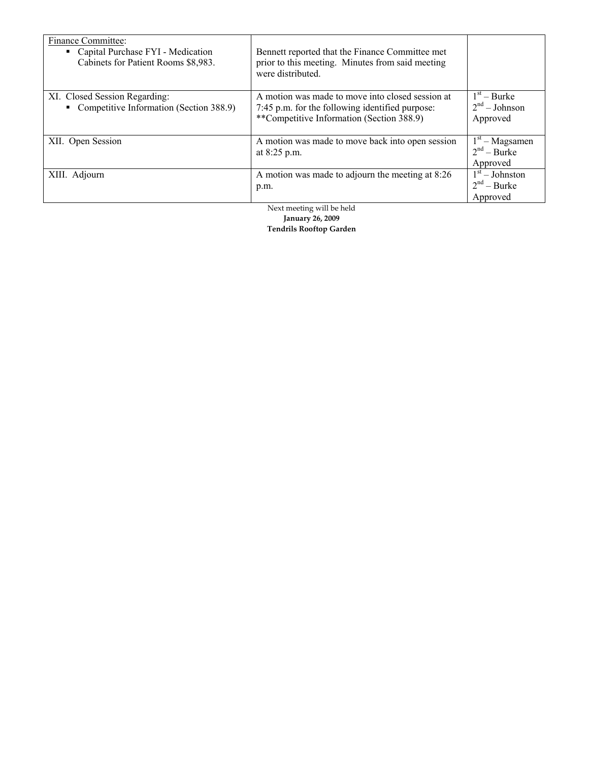| | | |
|---|---|---|
| Finance Committee:<br>▪ Capital Purchase FYI - Medication Cabinets for Patient Rooms $8,983. | Bennett reported that the Finance Committee met prior to this meeting. Minutes from said meeting were distributed. | |
| XI. Closed Session Regarding:<br>▪ Competitive Information (Section 388.9) | A motion was made to move into closed session at 7:45 p.m. for the following identified purpose: **Competitive Information (Section 388.9) | 1st – Burke<br>2nd – Johnson<br>Approved |
| XII. Open Session | A motion was made to move back into open session at 8:25 p.m. | 1st – Magsamen<br>2nd – Burke<br>Approved |
| XIII. Adjourn | A motion was made to adjourn the meeting at 8:26 p.m. | 1st – Johnston<br>2nd – Burke<br>Approved |

Next meeting will be held
**January 26, 2009**
**Tendrils Rooftop Garden**